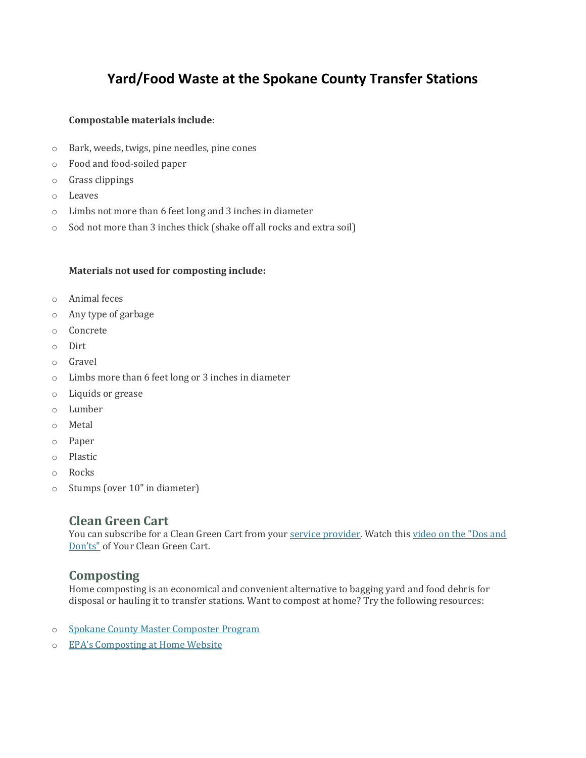# Yard/Food Waste at the Spokane County Transfer Stations

**Compostable materials include:**

- Bark, weeds, twigs, pine needles, pine cones
- Food and food-soiled paper
- Grass clippings
- Leaves
- Limbs not more than 6 feet long and 3 inches in diameter
- Sod not more than 3 inches thick (shake off all rocks and extra soil)

**Materials not used for composting include:**

- Animal feces
- Any type of garbage
- Concrete
- Dirt
- Gravel
- Limbs more than 6 feet long or 3 inches in diameter
- Liquids or grease
- Lumber
- Metal
- Paper
- Plastic
- Rocks
- Stumps (over 10" in diameter)

## Clean Green Cart

You can subscribe for a Clean Green Cart from your service provider. Watch this video on the "Dos and Don'ts" of Your Clean Green Cart.

## Composting

Home composting is an economical and convenient alternative to bagging yard and food debris for disposal or hauling it to transfer stations. Want to compost at home? Try the following resources:

- Spokane County Master Composter Program
- EPA's Composting at Home Website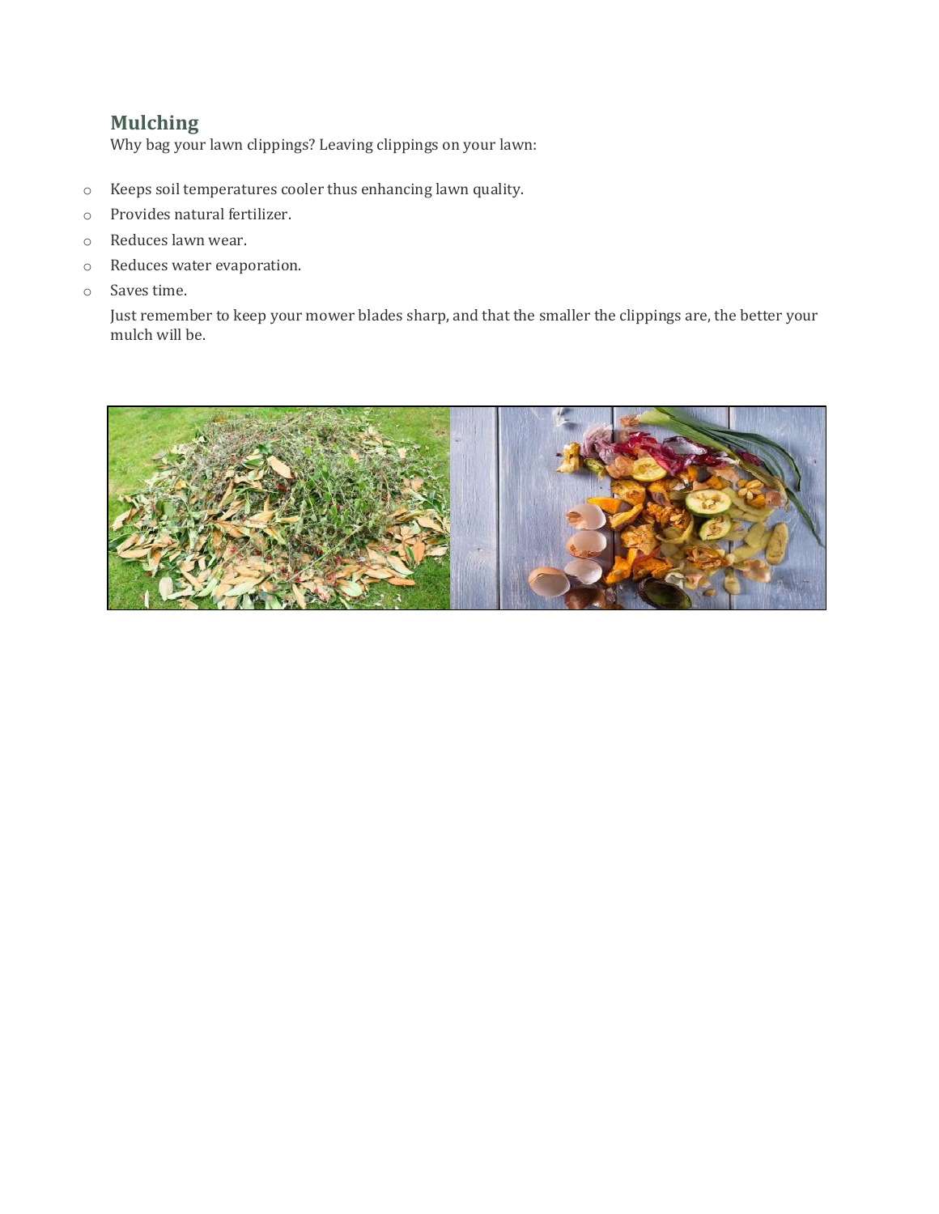## Mulching

Why bag your lawn clippings? Leaving clippings on your lawn:

- Keeps soil temperatures cooler thus enhancing lawn quality.
- Provides natural fertilizer.
- Reduces lawn wear.
- Reduces water evaporation.
- Saves time.

Just remember to keep your mower blades sharp, and that the smaller the clippings are, the better your mulch will be.